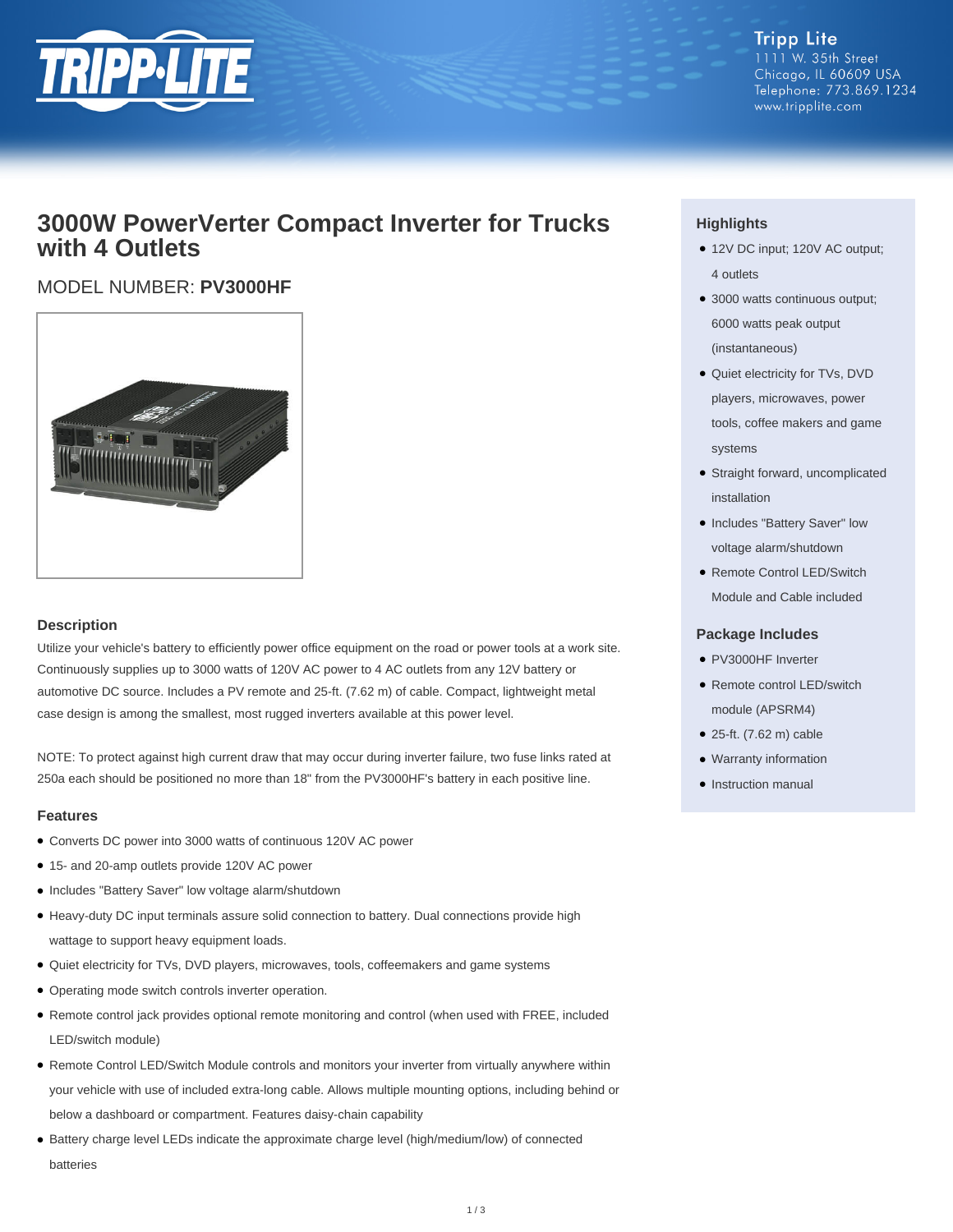Tripp Lite
1111 W. 35th Street
Chicago, IL 60609 USA
Telephone: 773.869.1234
www.tripplite.com

# 3000W PowerVerter Compact Inverter for Trucks with 4 Outlets

## MODEL NUMBER: **PV3000HF**

### Description

Utilize your vehicle's battery to efficiently power office equipment on the road or power tools at a work site. Continuously supplies up to 3000 watts of 120V AC power to 4 AC outlets from any 12V battery or automotive DC source. Includes a PV remote and 25-ft. (7.62 m) of cable. Compact, lightweight metal case design is among the smallest, most rugged inverters available at this power level.

NOTE: To protect against high current draw that may occur during inverter failure, two fuse links rated at 250a each should be positioned no more than 18" from the PV3000HF's battery in each positive line.

### Features

- Converts DC power into 3000 watts of continuous 120V AC power
- 15- and 20-amp outlets provide 120V AC power
- Includes "Battery Saver" low voltage alarm/shutdown
- Heavy-duty DC input terminals assure solid connection to battery. Dual connections provide high wattage to support heavy equipment loads.
- Quiet electricity for TVs, DVD players, microwaves, tools, coffeemakers and game systems
- Operating mode switch controls inverter operation.
- Remote control jack provides optional remote monitoring and control (when used with FREE, included LED/switch module)
- Remote Control LED/Switch Module controls and monitors your inverter from virtually anywhere within your vehicle with use of included extra-long cable. Allows multiple mounting options, including behind or below a dashboard or compartment. Features daisy-chain capability
- Battery charge level LEDs indicate the approximate charge level (high/medium/low) of connected batteries

### Highlights

- 12V DC input; 120V AC output; 4 outlets
- 3000 watts continuous output; 6000 watts peak output (instantaneous)
- Quiet electricity for TVs, DVD players, microwaves, power tools, coffee makers and game systems
- Straight forward, uncomplicated installation
- Includes "Battery Saver" low voltage alarm/shutdown
- Remote Control LED/Switch Module and Cable included

### Package Includes

- PV3000HF Inverter
- Remote control LED/switch module (APSRM4)
- 25-ft. (7.62 m) cable
- Warranty information
- Instruction manual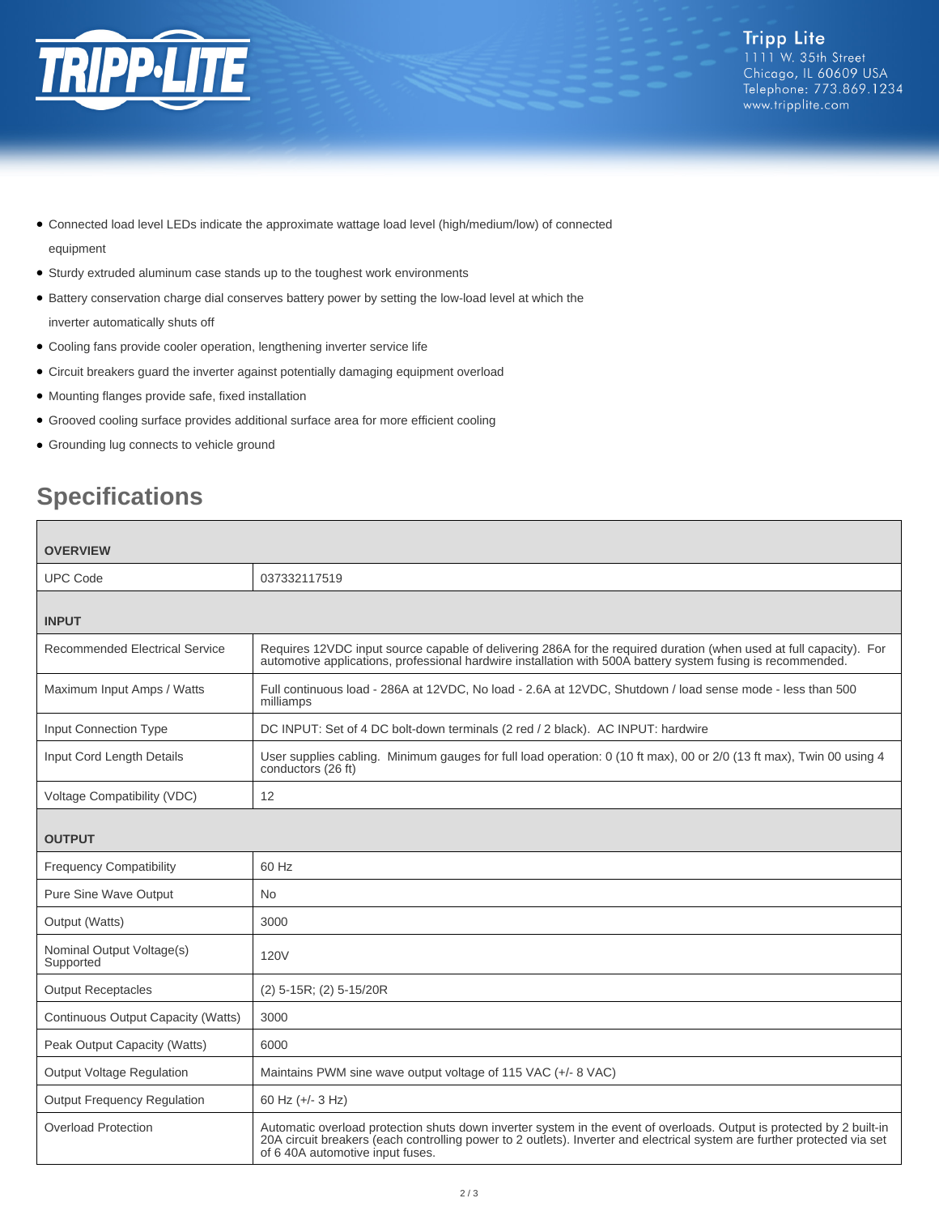- Connected load level LEDs indicate the approximate wattage load level (high/medium/low) of connected equipment
- Sturdy extruded aluminum case stands up to the toughest work environments
- Battery conservation charge dial conserves battery power by setting the low-load level at which the inverter automatically shuts off
- Cooling fans provide cooler operation, lengthening inverter service life
- Circuit breakers guard the inverter against potentially damaging equipment overload
- Mounting flanges provide safe, fixed installation
- Grooved cooling surface provides additional surface area for more efficient cooling
- Grounding lug connects to vehicle ground

## Specifications

| **OVERVIEW** | |
|---|---|
| UPC Code | 037332117519 |
| **INPUT** | |
| Recommended Electrical Service | Requires 12VDC input source capable of delivering 286A for the required duration (when used at full capacity). For automotive applications, professional hardwire installation with 500A battery system fusing is recommended. |
| Maximum Input Amps / Watts | Full continuous load - 286A at 12VDC, No load - 2.6A at 12VDC, Shutdown / load sense mode - less than 500 milliamps |
| Input Connection Type | DC INPUT: Set of 4 DC bolt-down terminals (2 red / 2 black). AC INPUT: hardwire |
| Input Cord Length Details | User supplies cabling. Minimum gauges for full load operation: 0 (10 ft max), 00 or 2/0 (13 ft max), Twin 00 using 4 conductors (26 ft) |
| Voltage Compatibility (VDC) | 12 |
| **OUTPUT** | |
| Frequency Compatibility | 60 Hz |
| Pure Sine Wave Output | No |
| Output (Watts) | 3000 |
| Nominal Output Voltage(s) Supported | 120V |
| Output Receptacles | (2) 5-15R; (2) 5-15/20R |
| Continuous Output Capacity (Watts) | 3000 |
| Peak Output Capacity (Watts) | 6000 |
| Output Voltage Regulation | Maintains PWM sine wave output voltage of 115 VAC (+/- 8 VAC) |
| Output Frequency Regulation | 60 Hz (+/- 3 Hz) |
| Overload Protection | Automatic overload protection shuts down inverter system in the event of overloads. Output is protected by 2 built-in 20A circuit breakers (each controlling power to 2 outlets). Inverter and electrical system are further protected via set of 6 40A automotive input fuses. |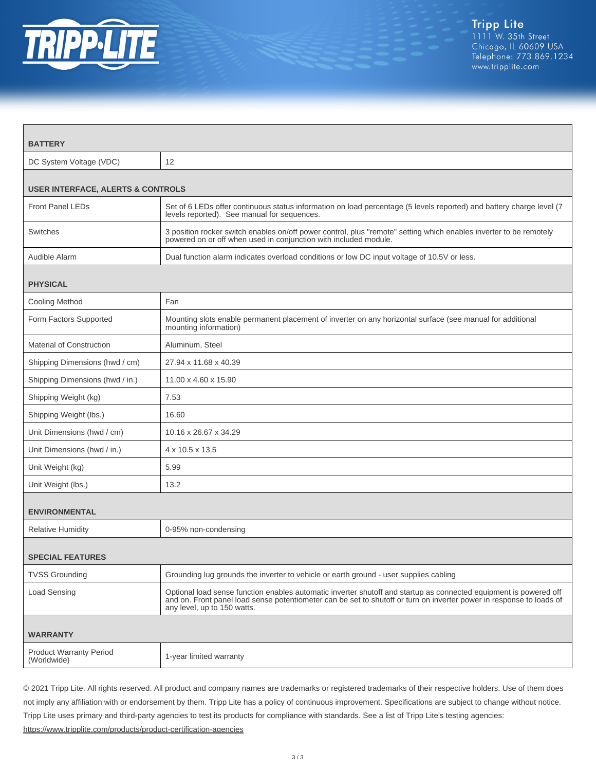| | |
|---|---|
| **BATTERY** | |
| DC System Voltage (VDC) | 12 |
| **USER INTERFACE, ALERTS & CONTROLS** | |
| Front Panel LEDs | Set of 6 LEDs offer continuous status information on load percentage (5 levels reported) and battery charge level (7 levels reported). See manual for sequences. |
| Switches | 3 position rocker switch enables on/off power control, plus "remote" setting which enables inverter to be remotely powered on or off when used in conjunction with included module. |
| Audible Alarm | Dual function alarm indicates overload conditions or low DC input voltage of 10.5V or less. |
| **PHYSICAL** | |
| Cooling Method | Fan |
| Form Factors Supported | Mounting slots enable permanent placement of inverter on any horizontal surface (see manual for additional mounting information) |
| Material of Construction | Aluminum, Steel |
| Shipping Dimensions (hwd / cm) | 27.94 x 11.68 x 40.39 |
| Shipping Dimensions (hwd / in.) | 11.00 x 4.60 x 15.90 |
| Shipping Weight (kg) | 7.53 |
| Shipping Weight (lbs.) | 16.60 |
| Unit Dimensions (hwd / cm) | 10.16 x 26.67 x 34.29 |
| Unit Dimensions (hwd / in.) | 4 x 10.5 x 13.5 |
| Unit Weight (kg) | 5.99 |
| Unit Weight (lbs.) | 13.2 |
| **ENVIRONMENTAL** | |
| Relative Humidity | 0-95% non-condensing |
| **SPECIAL FEATURES** | |
| TVSS Grounding | Grounding lug grounds the inverter to vehicle or earth ground - user supplies cabling |
| Load Sensing | Optional load sense function enables automatic inverter shutoff and startup as connected equipment is powered off and on. Front panel load sense potentiometer can be set to shutoff or turn on inverter power in response to loads of any level, up to 150 watts. |
| **WARRANTY** | |
| Product Warranty Period (Worldwide) | 1-year limited warranty |

© 2021 Tripp Lite. All rights reserved. All product and company names are trademarks or registered trademarks of their respective holders. Use of them does not imply any affiliation with or endorsement by them. Tripp Lite has a policy of continuous improvement. Specifications are subject to change without notice. Tripp Lite uses primary and third-party agencies to test its products for compliance with standards. See a list of Tripp Lite's testing agencies: https://www.tripplite.com/products/product-certification-agencies